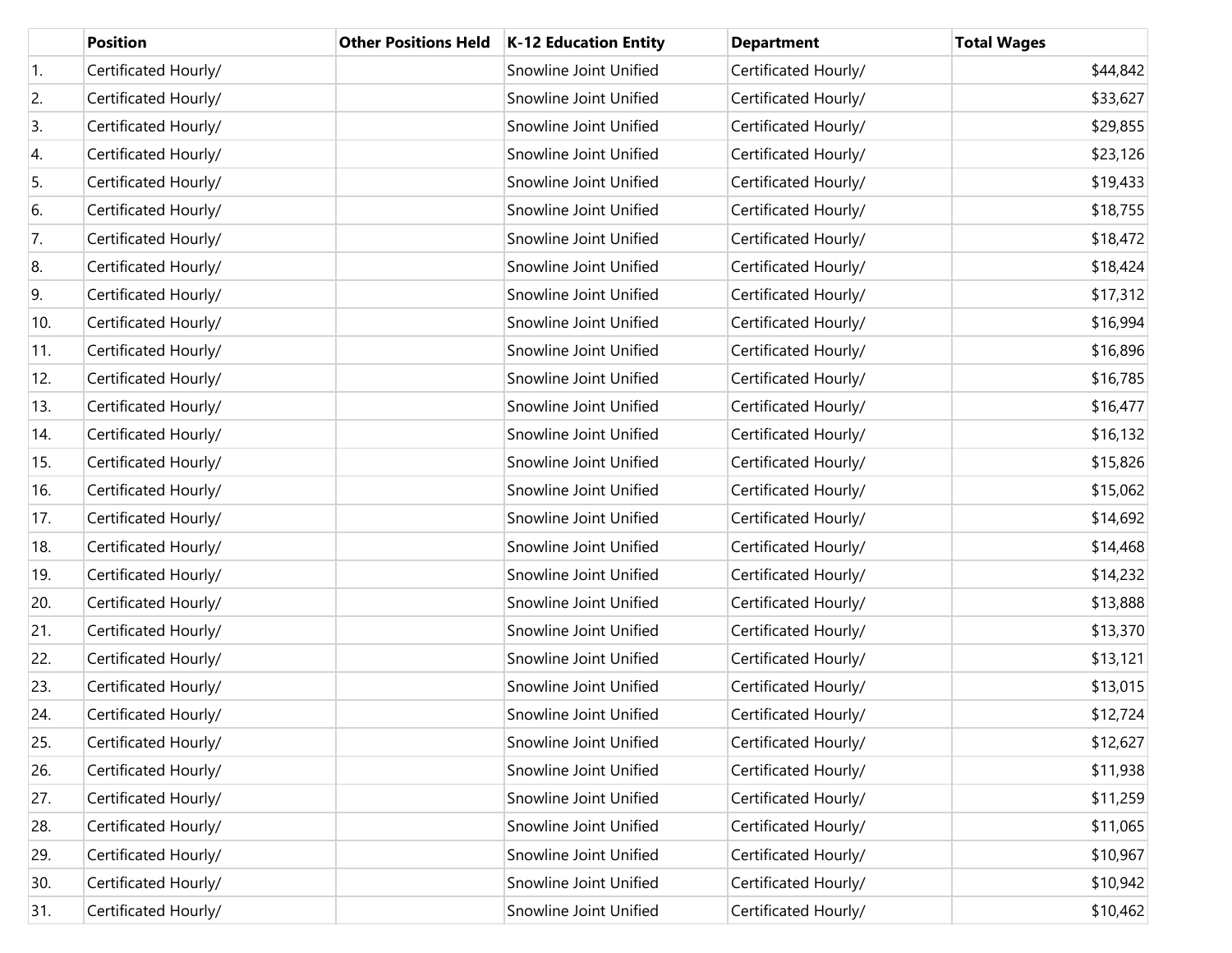| | Position | Other Positions Held | K-12 Education Entity | Department | Total Wages |
|---|---|---|---|---|---|
| 1. | Certificated Hourly/ | | Snowline Joint Unified | Certificated Hourly/ | $44,842 |
| 2. | Certificated Hourly/ | | Snowline Joint Unified | Certificated Hourly/ | $33,627 |
| 3. | Certificated Hourly/ | | Snowline Joint Unified | Certificated Hourly/ | $29,855 |
| 4. | Certificated Hourly/ | | Snowline Joint Unified | Certificated Hourly/ | $23,126 |
| 5. | Certificated Hourly/ | | Snowline Joint Unified | Certificated Hourly/ | $19,433 |
| 6. | Certificated Hourly/ | | Snowline Joint Unified | Certificated Hourly/ | $18,755 |
| 7. | Certificated Hourly/ | | Snowline Joint Unified | Certificated Hourly/ | $18,472 |
| 8. | Certificated Hourly/ | | Snowline Joint Unified | Certificated Hourly/ | $18,424 |
| 9. | Certificated Hourly/ | | Snowline Joint Unified | Certificated Hourly/ | $17,312 |
| 10. | Certificated Hourly/ | | Snowline Joint Unified | Certificated Hourly/ | $16,994 |
| 11. | Certificated Hourly/ | | Snowline Joint Unified | Certificated Hourly/ | $16,896 |
| 12. | Certificated Hourly/ | | Snowline Joint Unified | Certificated Hourly/ | $16,785 |
| 13. | Certificated Hourly/ | | Snowline Joint Unified | Certificated Hourly/ | $16,477 |
| 14. | Certificated Hourly/ | | Snowline Joint Unified | Certificated Hourly/ | $16,132 |
| 15. | Certificated Hourly/ | | Snowline Joint Unified | Certificated Hourly/ | $15,826 |
| 16. | Certificated Hourly/ | | Snowline Joint Unified | Certificated Hourly/ | $15,062 |
| 17. | Certificated Hourly/ | | Snowline Joint Unified | Certificated Hourly/ | $14,692 |
| 18. | Certificated Hourly/ | | Snowline Joint Unified | Certificated Hourly/ | $14,468 |
| 19. | Certificated Hourly/ | | Snowline Joint Unified | Certificated Hourly/ | $14,232 |
| 20. | Certificated Hourly/ | | Snowline Joint Unified | Certificated Hourly/ | $13,888 |
| 21. | Certificated Hourly/ | | Snowline Joint Unified | Certificated Hourly/ | $13,370 |
| 22. | Certificated Hourly/ | | Snowline Joint Unified | Certificated Hourly/ | $13,121 |
| 23. | Certificated Hourly/ | | Snowline Joint Unified | Certificated Hourly/ | $13,015 |
| 24. | Certificated Hourly/ | | Snowline Joint Unified | Certificated Hourly/ | $12,724 |
| 25. | Certificated Hourly/ | | Snowline Joint Unified | Certificated Hourly/ | $12,627 |
| 26. | Certificated Hourly/ | | Snowline Joint Unified | Certificated Hourly/ | $11,938 |
| 27. | Certificated Hourly/ | | Snowline Joint Unified | Certificated Hourly/ | $11,259 |
| 28. | Certificated Hourly/ | | Snowline Joint Unified | Certificated Hourly/ | $11,065 |
| 29. | Certificated Hourly/ | | Snowline Joint Unified | Certificated Hourly/ | $10,967 |
| 30. | Certificated Hourly/ | | Snowline Joint Unified | Certificated Hourly/ | $10,942 |
| 31. | Certificated Hourly/ | | Snowline Joint Unified | Certificated Hourly/ | $10,462 |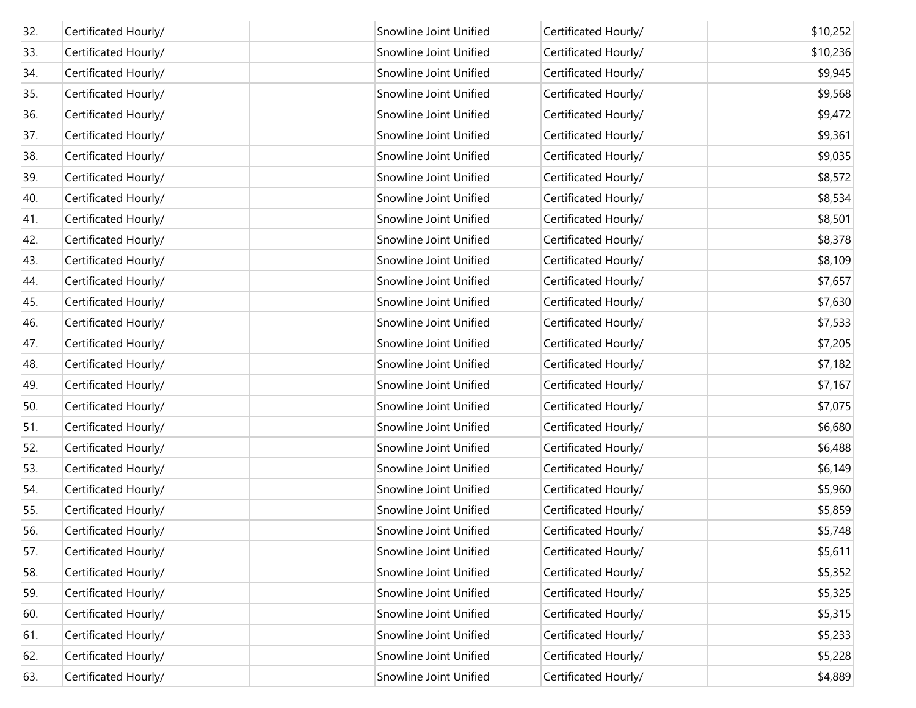| | | | | | |
|---|---|---|---|---|---|
| 32. | Certificated Hourly/ | | Snowline Joint Unified | Certificated Hourly/ | $10,252 |
| 33. | Certificated Hourly/ | | Snowline Joint Unified | Certificated Hourly/ | $10,236 |
| 34. | Certificated Hourly/ | | Snowline Joint Unified | Certificated Hourly/ | $9,945 |
| 35. | Certificated Hourly/ | | Snowline Joint Unified | Certificated Hourly/ | $9,568 |
| 36. | Certificated Hourly/ | | Snowline Joint Unified | Certificated Hourly/ | $9,472 |
| 37. | Certificated Hourly/ | | Snowline Joint Unified | Certificated Hourly/ | $9,361 |
| 38. | Certificated Hourly/ | | Snowline Joint Unified | Certificated Hourly/ | $9,035 |
| 39. | Certificated Hourly/ | | Snowline Joint Unified | Certificated Hourly/ | $8,572 |
| 40. | Certificated Hourly/ | | Snowline Joint Unified | Certificated Hourly/ | $8,534 |
| 41. | Certificated Hourly/ | | Snowline Joint Unified | Certificated Hourly/ | $8,501 |
| 42. | Certificated Hourly/ | | Snowline Joint Unified | Certificated Hourly/ | $8,378 |
| 43. | Certificated Hourly/ | | Snowline Joint Unified | Certificated Hourly/ | $8,109 |
| 44. | Certificated Hourly/ | | Snowline Joint Unified | Certificated Hourly/ | $7,657 |
| 45. | Certificated Hourly/ | | Snowline Joint Unified | Certificated Hourly/ | $7,630 |
| 46. | Certificated Hourly/ | | Snowline Joint Unified | Certificated Hourly/ | $7,533 |
| 47. | Certificated Hourly/ | | Snowline Joint Unified | Certificated Hourly/ | $7,205 |
| 48. | Certificated Hourly/ | | Snowline Joint Unified | Certificated Hourly/ | $7,182 |
| 49. | Certificated Hourly/ | | Snowline Joint Unified | Certificated Hourly/ | $7,167 |
| 50. | Certificated Hourly/ | | Snowline Joint Unified | Certificated Hourly/ | $7,075 |
| 51. | Certificated Hourly/ | | Snowline Joint Unified | Certificated Hourly/ | $6,680 |
| 52. | Certificated Hourly/ | | Snowline Joint Unified | Certificated Hourly/ | $6,488 |
| 53. | Certificated Hourly/ | | Snowline Joint Unified | Certificated Hourly/ | $6,149 |
| 54. | Certificated Hourly/ | | Snowline Joint Unified | Certificated Hourly/ | $5,960 |
| 55. | Certificated Hourly/ | | Snowline Joint Unified | Certificated Hourly/ | $5,859 |
| 56. | Certificated Hourly/ | | Snowline Joint Unified | Certificated Hourly/ | $5,748 |
| 57. | Certificated Hourly/ | | Snowline Joint Unified | Certificated Hourly/ | $5,611 |
| 58. | Certificated Hourly/ | | Snowline Joint Unified | Certificated Hourly/ | $5,352 |
| 59. | Certificated Hourly/ | | Snowline Joint Unified | Certificated Hourly/ | $5,325 |
| 60. | Certificated Hourly/ | | Snowline Joint Unified | Certificated Hourly/ | $5,315 |
| 61. | Certificated Hourly/ | | Snowline Joint Unified | Certificated Hourly/ | $5,233 |
| 62. | Certificated Hourly/ | | Snowline Joint Unified | Certificated Hourly/ | $5,228 |
| 63. | Certificated Hourly/ | | Snowline Joint Unified | Certificated Hourly/ | $4,889 |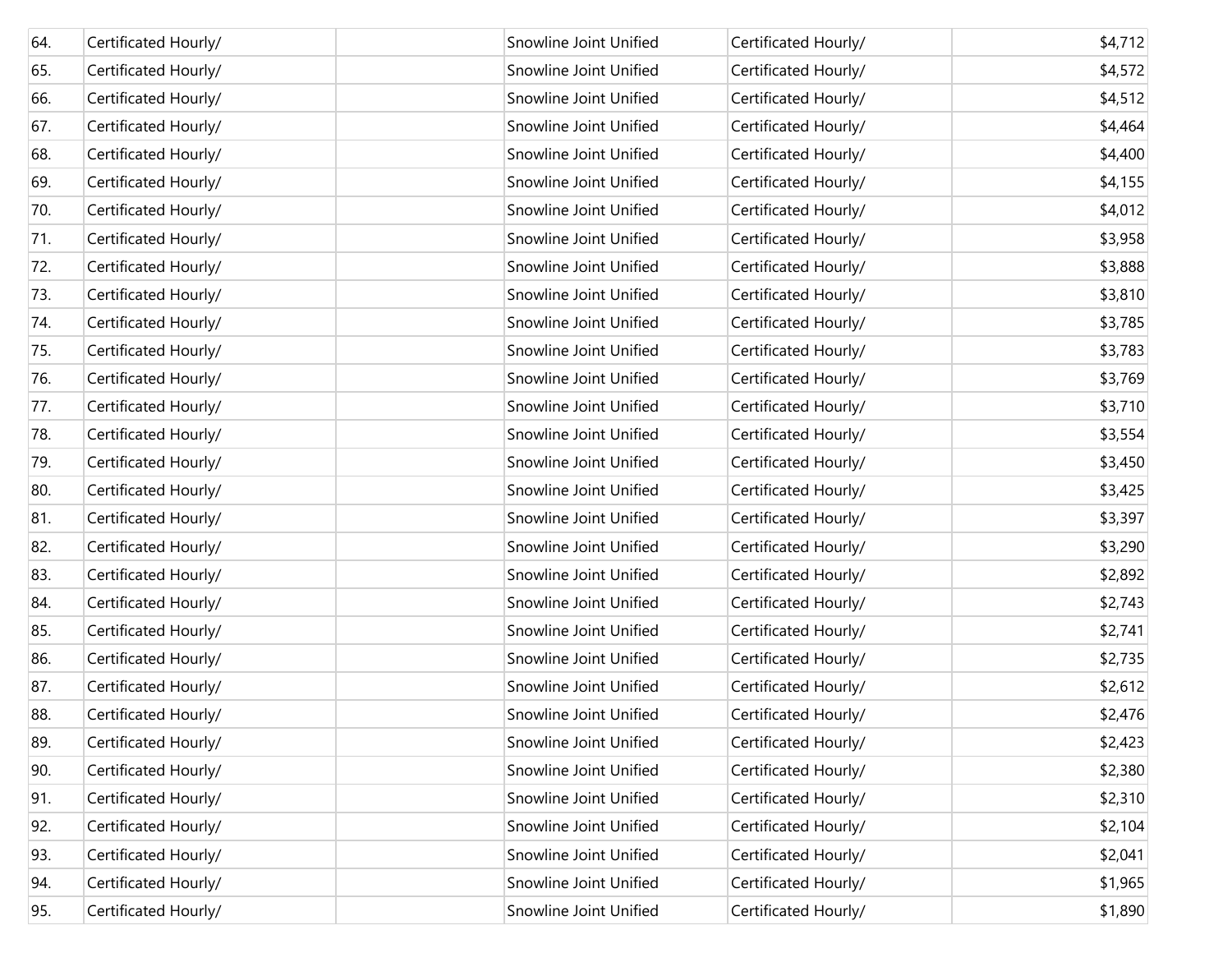| | | | | | |
|---|---|---|---|---|---|
| 64. | Certificated Hourly/ | | Snowline Joint Unified | Certificated Hourly/ | $4,712 |
| 65. | Certificated Hourly/ | | Snowline Joint Unified | Certificated Hourly/ | $4,572 |
| 66. | Certificated Hourly/ | | Snowline Joint Unified | Certificated Hourly/ | $4,512 |
| 67. | Certificated Hourly/ | | Snowline Joint Unified | Certificated Hourly/ | $4,464 |
| 68. | Certificated Hourly/ | | Snowline Joint Unified | Certificated Hourly/ | $4,400 |
| 69. | Certificated Hourly/ | | Snowline Joint Unified | Certificated Hourly/ | $4,155 |
| 70. | Certificated Hourly/ | | Snowline Joint Unified | Certificated Hourly/ | $4,012 |
| 71. | Certificated Hourly/ | | Snowline Joint Unified | Certificated Hourly/ | $3,958 |
| 72. | Certificated Hourly/ | | Snowline Joint Unified | Certificated Hourly/ | $3,888 |
| 73. | Certificated Hourly/ | | Snowline Joint Unified | Certificated Hourly/ | $3,810 |
| 74. | Certificated Hourly/ | | Snowline Joint Unified | Certificated Hourly/ | $3,785 |
| 75. | Certificated Hourly/ | | Snowline Joint Unified | Certificated Hourly/ | $3,783 |
| 76. | Certificated Hourly/ | | Snowline Joint Unified | Certificated Hourly/ | $3,769 |
| 77. | Certificated Hourly/ | | Snowline Joint Unified | Certificated Hourly/ | $3,710 |
| 78. | Certificated Hourly/ | | Snowline Joint Unified | Certificated Hourly/ | $3,554 |
| 79. | Certificated Hourly/ | | Snowline Joint Unified | Certificated Hourly/ | $3,450 |
| 80. | Certificated Hourly/ | | Snowline Joint Unified | Certificated Hourly/ | $3,425 |
| 81. | Certificated Hourly/ | | Snowline Joint Unified | Certificated Hourly/ | $3,397 |
| 82. | Certificated Hourly/ | | Snowline Joint Unified | Certificated Hourly/ | $3,290 |
| 83. | Certificated Hourly/ | | Snowline Joint Unified | Certificated Hourly/ | $2,892 |
| 84. | Certificated Hourly/ | | Snowline Joint Unified | Certificated Hourly/ | $2,743 |
| 85. | Certificated Hourly/ | | Snowline Joint Unified | Certificated Hourly/ | $2,741 |
| 86. | Certificated Hourly/ | | Snowline Joint Unified | Certificated Hourly/ | $2,735 |
| 87. | Certificated Hourly/ | | Snowline Joint Unified | Certificated Hourly/ | $2,612 |
| 88. | Certificated Hourly/ | | Snowline Joint Unified | Certificated Hourly/ | $2,476 |
| 89. | Certificated Hourly/ | | Snowline Joint Unified | Certificated Hourly/ | $2,423 |
| 90. | Certificated Hourly/ | | Snowline Joint Unified | Certificated Hourly/ | $2,380 |
| 91. | Certificated Hourly/ | | Snowline Joint Unified | Certificated Hourly/ | $2,310 |
| 92. | Certificated Hourly/ | | Snowline Joint Unified | Certificated Hourly/ | $2,104 |
| 93. | Certificated Hourly/ | | Snowline Joint Unified | Certificated Hourly/ | $2,041 |
| 94. | Certificated Hourly/ | | Snowline Joint Unified | Certificated Hourly/ | $1,965 |
| 95. | Certificated Hourly/ | | Snowline Joint Unified | Certificated Hourly/ | $1,890 |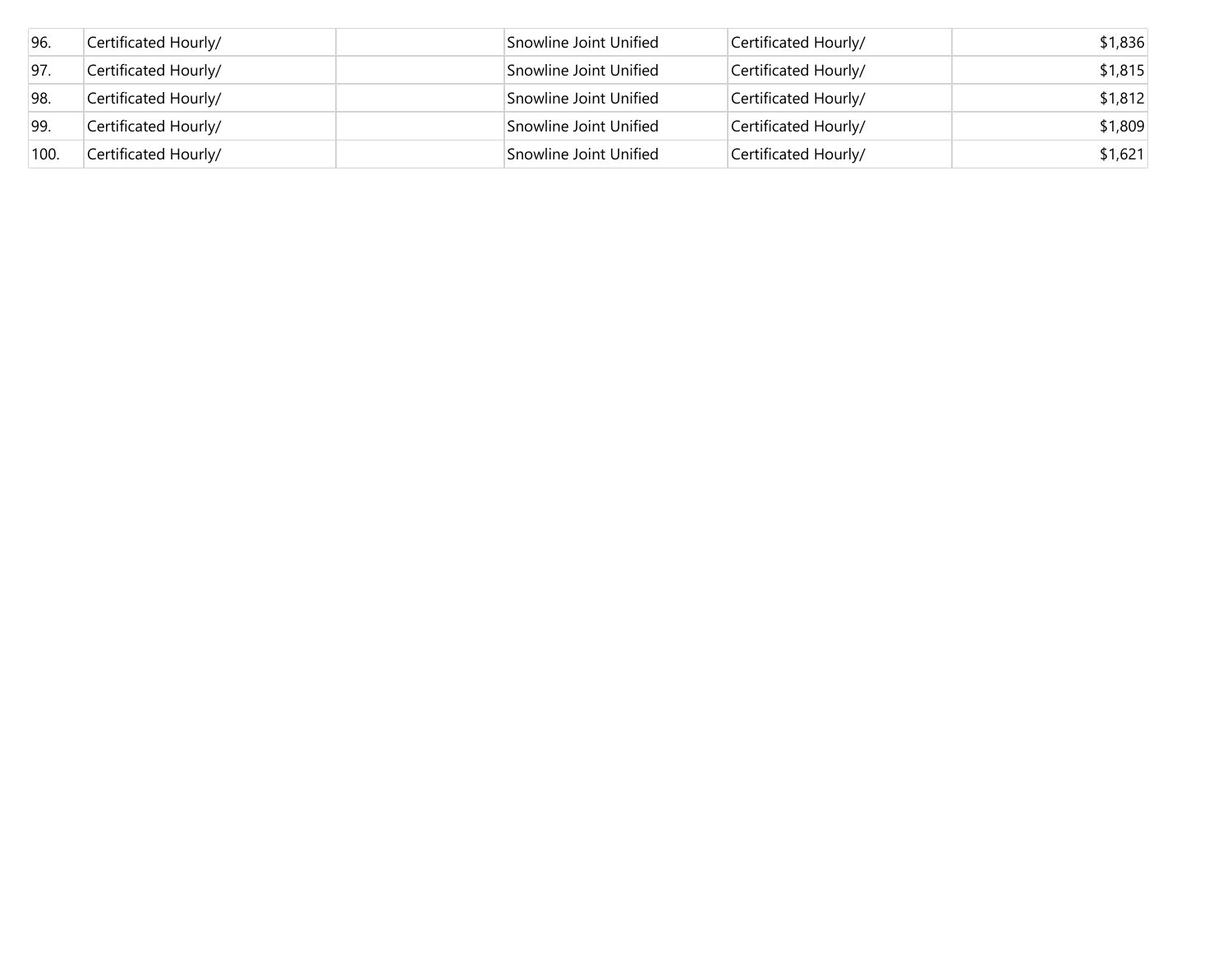| | | | | | |
|---|---|---|---|---|---|
| 96. | Certificated Hourly/ | | Snowline Joint Unified | Certificated Hourly/ | $1,836 |
| 97. | Certificated Hourly/ | | Snowline Joint Unified | Certificated Hourly/ | $1,815 |
| 98. | Certificated Hourly/ | | Snowline Joint Unified | Certificated Hourly/ | $1,812 |
| 99. | Certificated Hourly/ | | Snowline Joint Unified | Certificated Hourly/ | $1,809 |
| 100. | Certificated Hourly/ | | Snowline Joint Unified | Certificated Hourly/ | $1,621 |